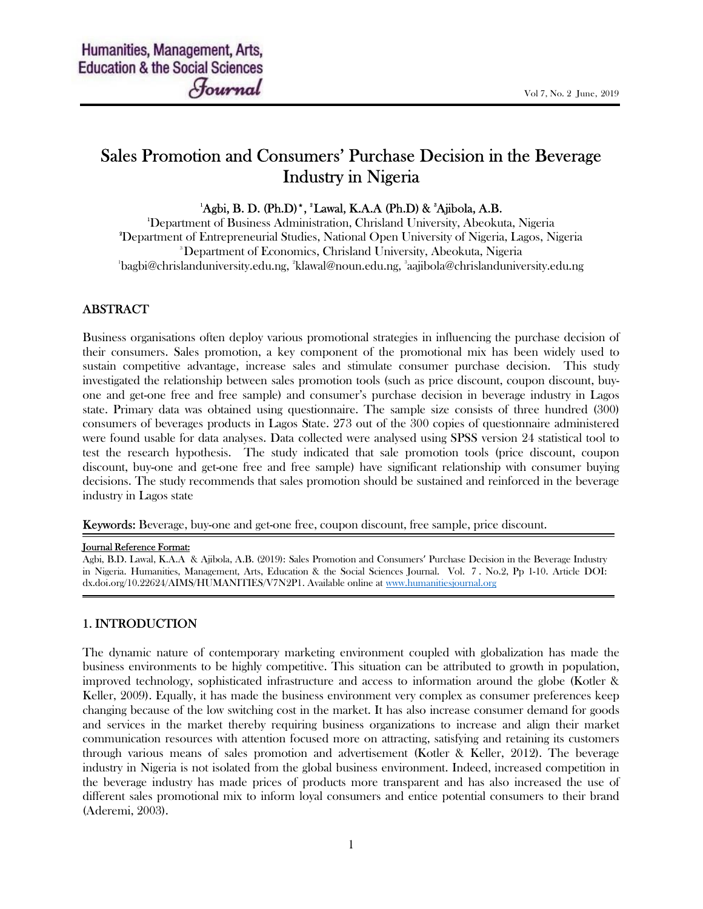# Sales Promotion and Consumers' Purchase Decision in the Beverage Industry in Nigeria

[1]Agbi, B. D. (Ph.D)*, [2]Lawal, K.A.A (Ph.D) & [3]Ajibola, A.B.

[1]Department of Business Administration, Chrisland University, Abeokuta, Nigeria
[2]Department of Entrepreneurial Studies, National Open University of Nigeria, Lagos, Nigeria
[3]Department of Economics, Chrisland University, Abeokuta, Nigeria
[1]bagbi@chrislanduniversity.edu.ng, [2]klawal@noun.edu.ng, [3]aajibola@chrislanduniversity.edu.ng

## ABSTRACT

Business organisations often deploy various promotional strategies in influencing the purchase decision of their consumers. Sales promotion, a key component of the promotional mix has been widely used to sustain competitive advantage, increase sales and stimulate consumer purchase decision. This study investigated the relationship between sales promotion tools (such as price discount, coupon discount, buy-one and get-one free and free sample) and consumer's purchase decision in beverage industry in Lagos state. Primary data was obtained using questionnaire. The sample size consists of three hundred (300) consumers of beverages products in Lagos State. 273 out of the 300 copies of questionnaire administered were found usable for data analyses. Data collected were analysed using SPSS version 24 statistical tool to test the research hypothesis. The study indicated that sale promotion tools (price discount, coupon discount, buy-one and get-one free and free sample) have significant relationship with consumer buying decisions. The study recommends that sales promotion should be sustained and reinforced in the beverage industry in Lagos state

**Keywords:** Beverage, buy-one and get-one free, coupon discount, free sample, price discount.

**Journal Reference Format:**
Agbi, B.D. Lawal, K.A.A & Ajibola, A.B. (2019): Sales Promotion and Consumers' Purchase Decision in the Beverage Industry in Nigeria. Humanities, Management, Arts, Education & the Social Sciences Journal. Vol. 7 . No.2, Pp 1-10. Article DOI: dx.doi.org/10.22624/AIMS/HUMANITIES/V7N2P1. Available online at www.humanitiesjournal.org

## 1. INTRODUCTION

The dynamic nature of contemporary marketing environment coupled with globalization has made the business environments to be highly competitive. This situation can be attributed to growth in population, improved technology, sophisticated infrastructure and access to information around the globe (Kotler & Keller, 2009). Equally, it has made the business environment very complex as consumer preferences keep changing because of the low switching cost in the market. It has also increase consumer demand for goods and services in the market thereby requiring business organizations to increase and align their market communication resources with attention focused more on attracting, satisfying and retaining its customers through various means of sales promotion and advertisement (Kotler & Keller, 2012). The beverage industry in Nigeria is not isolated from the global business environment. Indeed, increased competition in the beverage industry has made prices of products more transparent and has also increased the use of different sales promotional mix to inform loyal consumers and entice potential consumers to their brand (Aderemi, 2003).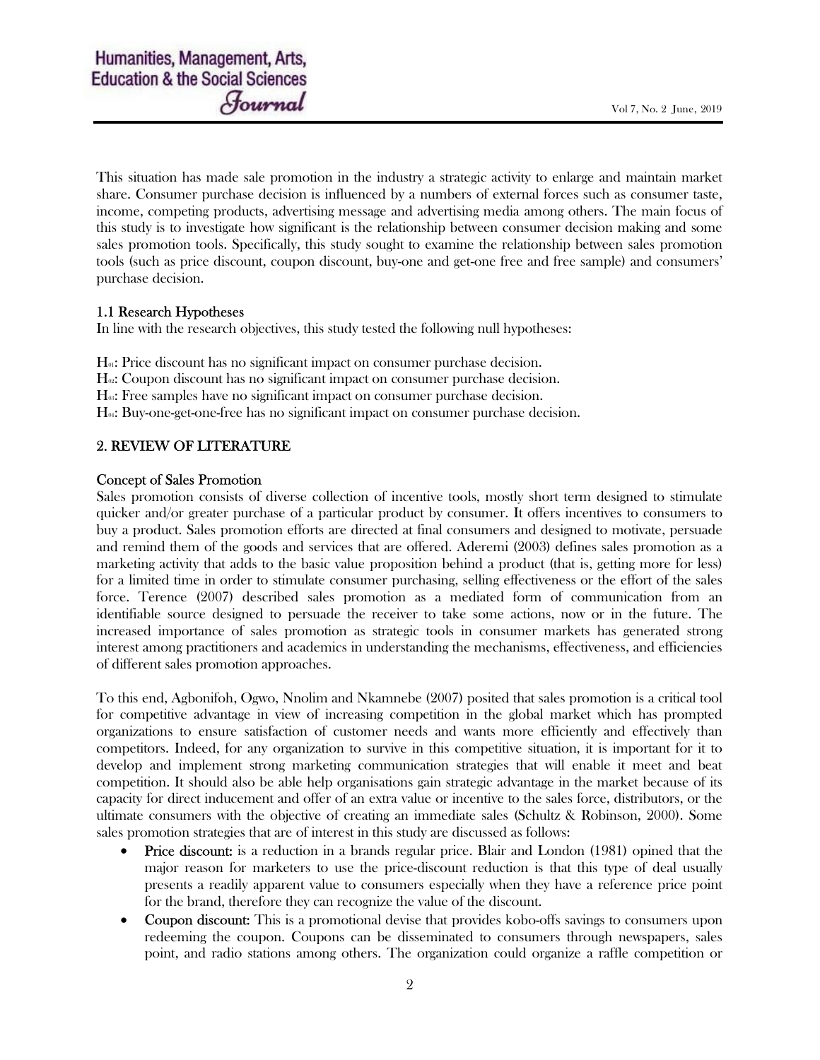This situation has made sale promotion in the industry a strategic activity to enlarge and maintain market share. Consumer purchase decision is influenced by a numbers of external forces such as consumer taste, income, competing products, advertising message and advertising media among others. The main focus of this study is to investigate how significant is the relationship between consumer decision making and some sales promotion tools. Specifically, this study sought to examine the relationship between sales promotion tools (such as price discount, coupon discount, buy-one and get-one free and free sample) and consumers' purchase decision.

## 1.1 Research Hypotheses

In line with the research objectives, this study tested the following null hypotheses:

$H_{01}$: Price discount has no significant impact on consumer purchase decision.
$H_{02}$: Coupon discount has no significant impact on consumer purchase decision.
$H_{03}$: Free samples have no significant impact on consumer purchase decision.
$H_{04}$: Buy-one-get-one-free has no significant impact on consumer purchase decision.

# 2. REVIEW OF LITERATURE

## Concept of Sales Promotion

Sales promotion consists of diverse collection of incentive tools, mostly short term designed to stimulate quicker and/or greater purchase of a particular product by consumer. It offers incentives to consumers to buy a product. Sales promotion efforts are directed at final consumers and designed to motivate, persuade and remind them of the goods and services that are offered. Aderemi (2003) defines sales promotion as a marketing activity that adds to the basic value proposition behind a product (that is, getting more for less) for a limited time in order to stimulate consumer purchasing, selling effectiveness or the effort of the sales force. Terence (2007) described sales promotion as a mediated form of communication from an identifiable source designed to persuade the receiver to take some actions, now or in the future. The increased importance of sales promotion as strategic tools in consumer markets has generated strong interest among practitioners and academics in understanding the mechanisms, effectiveness, and efficiencies of different sales promotion approaches.

To this end, Agbonifoh, Ogwo, Nnolim and Nkamnebe (2007) posited that sales promotion is a critical tool for competitive advantage in view of increasing competition in the global market which has prompted organizations to ensure satisfaction of customer needs and wants more efficiently and effectively than competitors. Indeed, for any organization to survive in this competitive situation, it is important for it to develop and implement strong marketing communication strategies that will enable it meet and beat competition. It should also be able help organisations gain strategic advantage in the market because of its capacity for direct inducement and offer of an extra value or incentive to the sales force, distributors, or the ultimate consumers with the objective of creating an immediate sales (Schultz & Robinson, 2000). Some sales promotion strategies that are of interest in this study are discussed as follows:

- **Price discount:** is a reduction in a brands regular price. Blair and London (1981) opined that the major reason for marketers to use the price-discount reduction is that this type of deal usually presents a readily apparent value to consumers especially when they have a reference price point for the brand, therefore they can recognize the value of the discount.
- **Coupon discount:** This is a promotional devise that provides kobo-offs savings to consumers upon redeeming the coupon. Coupons can be disseminated to consumers through newspapers, sales point, and radio stations among others. The organization could organize a raffle competition or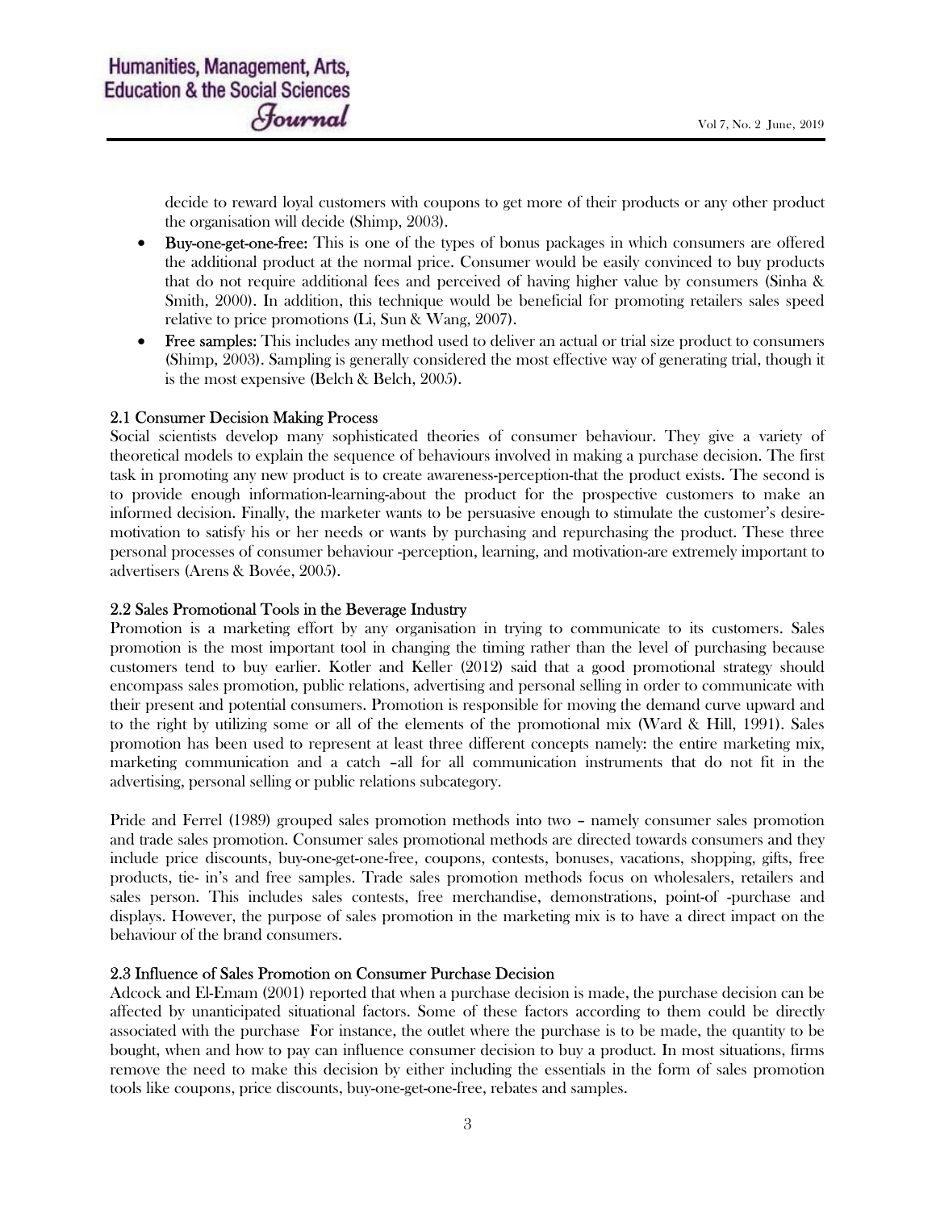decide to reward loyal customers with coupons to get more of their products or any other product the organisation will decide (Shimp, 2003).

- **Buy-one-get-one-free:** This is one of the types of bonus packages in which consumers are offered the additional product at the normal price. Consumer would be easily convinced to buy products that do not require additional fees and perceived of having higher value by consumers (Sinha & Smith, 2000). In addition, this technique would be beneficial for promoting retailers sales speed relative to price promotions (Li, Sun & Wang, 2007).
- **Free samples:** This includes any method used to deliver an actual or trial size product to consumers (Shimp, 2003). Sampling is generally considered the most effective way of generating trial, though it is the most expensive (Belch & Belch, 2005).

## 2.1 Consumer Decision Making Process

Social scientists develop many sophisticated theories of consumer behaviour. They give a variety of theoretical models to explain the sequence of behaviours involved in making a purchase decision. The first task in promoting any new product is to create awareness-perception-that the product exists. The second is to provide enough information-learning-about the product for the prospective customers to make an informed decision. Finally, the marketer wants to be persuasive enough to stimulate the customer's desire-motivation to satisfy his or her needs or wants by purchasing and repurchasing the product. These three personal processes of consumer behaviour -perception, learning, and motivation-are extremely important to advertisers (Arens & Bovée, 2005).

## 2.2 Sales Promotional Tools in the Beverage Industry

Promotion is a marketing effort by any organisation in trying to communicate to its customers. Sales promotion is the most important tool in changing the timing rather than the level of purchasing because customers tend to buy earlier. Kotler and Keller (2012) said that a good promotional strategy should encompass sales promotion, public relations, advertising and personal selling in order to communicate with their present and potential consumers. Promotion is responsible for moving the demand curve upward and to the right by utilizing some or all of the elements of the promotional mix (Ward & Hill, 1991). Sales promotion has been used to represent at least three different concepts namely: the entire marketing mix, marketing communication and a catch –all for all communication instruments that do not fit in the advertising, personal selling or public relations subcategory.

Pride and Ferrel (1989) grouped sales promotion methods into two – namely consumer sales promotion and trade sales promotion. Consumer sales promotional methods are directed towards consumers and they include price discounts, buy-one-get-one-free, coupons, contests, bonuses, vacations, shopping, gifts, free products, tie- in's and free samples. Trade sales promotion methods focus on wholesalers, retailers and sales person. This includes sales contests, free merchandise, demonstrations, point-of -purchase and displays. However, the purpose of sales promotion in the marketing mix is to have a direct impact on the behaviour of the brand consumers.

## 2.3 Influence of Sales Promotion on Consumer Purchase Decision

Adcock and El-Emam (2001) reported that when a purchase decision is made, the purchase decision can be affected by unanticipated situational factors. Some of these factors according to them could be directly associated with the purchase For instance, the outlet where the purchase is to be made, the quantity to be bought, when and how to pay can influence consumer decision to buy a product. In most situations, firms remove the need to make this decision by either including the essentials in the form of sales promotion tools like coupons, price discounts, buy-one-get-one-free, rebates and samples.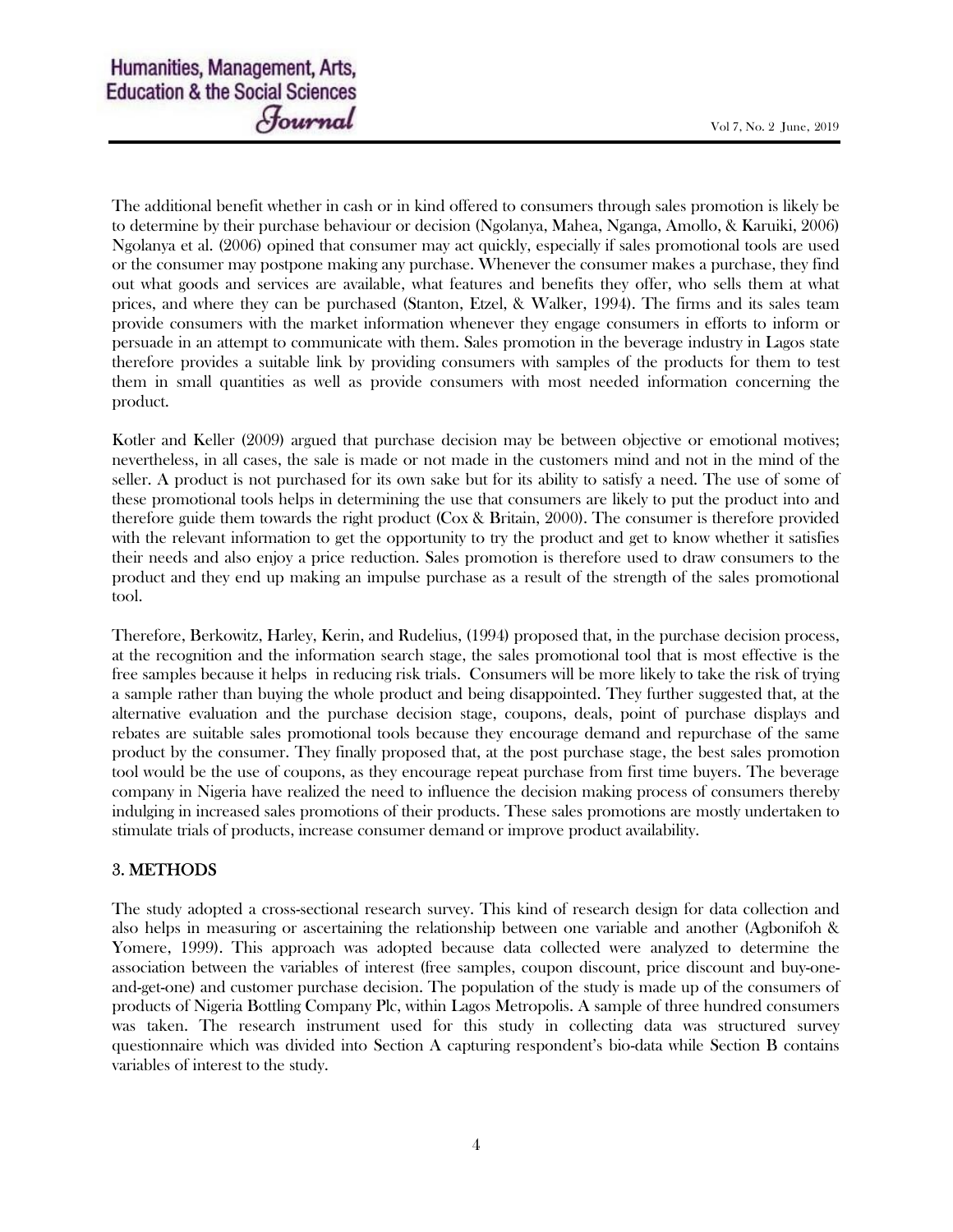The additional benefit whether in cash or in kind offered to consumers through sales promotion is likely be to determine by their purchase behaviour or decision (Ngolanya, Mahea, Nganga, Amollo, & Karuiki, 2006) Ngolanya et al. (2006) opined that consumer may act quickly, especially if sales promotional tools are used or the consumer may postpone making any purchase. Whenever the consumer makes a purchase, they find out what goods and services are available, what features and benefits they offer, who sells them at what prices, and where they can be purchased (Stanton, Etzel, & Walker, 1994). The firms and its sales team provide consumers with the market information whenever they engage consumers in efforts to inform or persuade in an attempt to communicate with them. Sales promotion in the beverage industry in Lagos state therefore provides a suitable link by providing consumers with samples of the products for them to test them in small quantities as well as provide consumers with most needed information concerning the product.

Kotler and Keller (2009) argued that purchase decision may be between objective or emotional motives; nevertheless, in all cases, the sale is made or not made in the customers mind and not in the mind of the seller. A product is not purchased for its own sake but for its ability to satisfy a need. The use of some of these promotional tools helps in determining the use that consumers are likely to put the product into and therefore guide them towards the right product (Cox & Britain, 2000). The consumer is therefore provided with the relevant information to get the opportunity to try the product and get to know whether it satisfies their needs and also enjoy a price reduction. Sales promotion is therefore used to draw consumers to the product and they end up making an impulse purchase as a result of the strength of the sales promotional tool.

Therefore, Berkowitz, Harley, Kerin, and Rudelius, (1994) proposed that, in the purchase decision process, at the recognition and the information search stage, the sales promotional tool that is most effective is the free samples because it helps in reducing risk trials. Consumers will be more likely to take the risk of trying a sample rather than buying the whole product and being disappointed. They further suggested that, at the alternative evaluation and the purchase decision stage, coupons, deals, point of purchase displays and rebates are suitable sales promotional tools because they encourage demand and repurchase of the same product by the consumer. They finally proposed that, at the post purchase stage, the best sales promotion tool would be the use of coupons, as they encourage repeat purchase from first time buyers. The beverage company in Nigeria have realized the need to influence the decision making process of consumers thereby indulging in increased sales promotions of their products. These sales promotions are mostly undertaken to stimulate trials of products, increase consumer demand or improve product availability.

## 3. METHODS

The study adopted a cross-sectional research survey. This kind of research design for data collection and also helps in measuring or ascertaining the relationship between one variable and another (Agbonifoh & Yomere, 1999). This approach was adopted because data collected were analyzed to determine the association between the variables of interest (free samples, coupon discount, price discount and buy-one-and-get-one) and customer purchase decision. The population of the study is made up of the consumers of products of Nigeria Bottling Company Plc, within Lagos Metropolis. A sample of three hundred consumers was taken. The research instrument used for this study in collecting data was structured survey questionnaire which was divided into Section A capturing respondent's bio-data while Section B contains variables of interest to the study.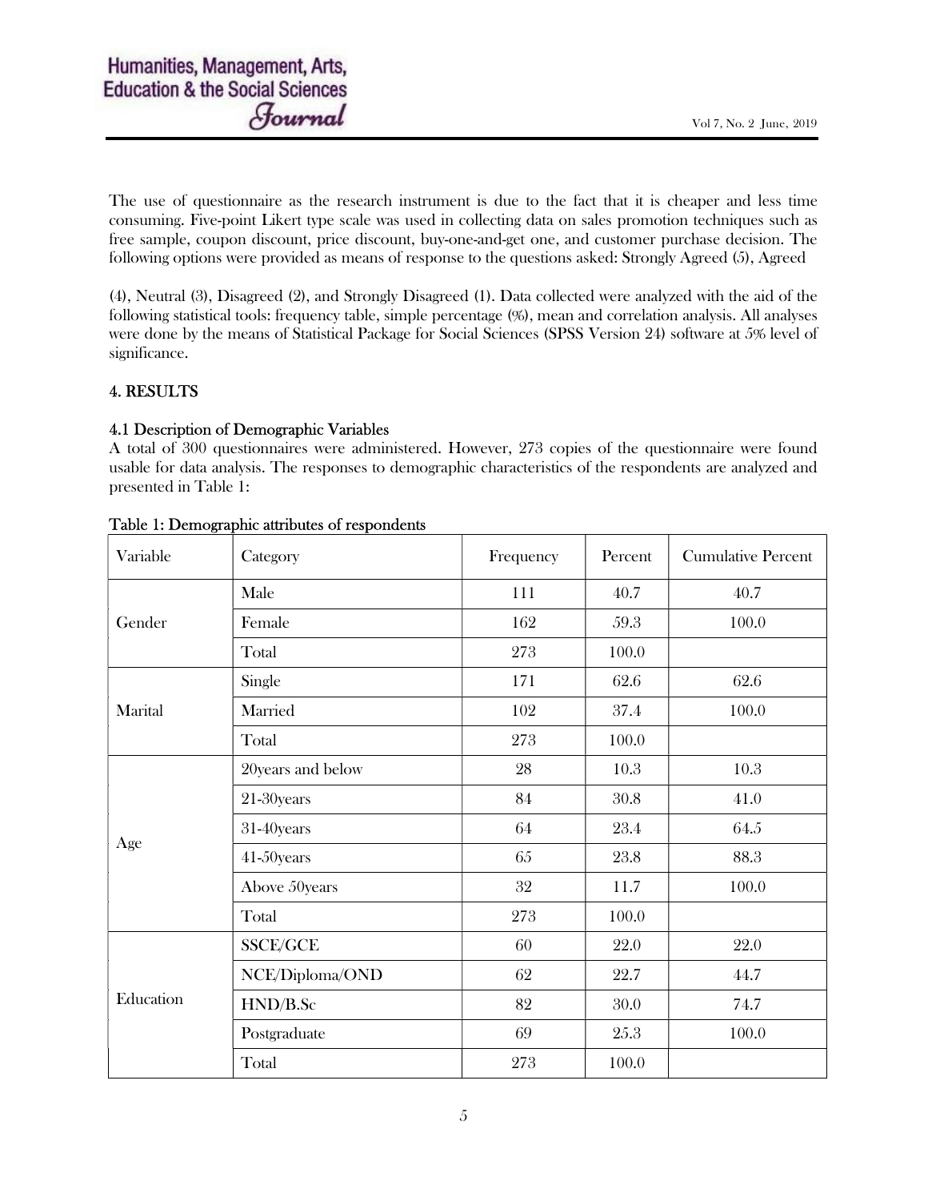The use of questionnaire as the research instrument is due to the fact that it is cheaper and less time consuming. Five-point Likert type scale was used in collecting data on sales promotion techniques such as free sample, coupon discount, price discount, buy-one-and-get one, and customer purchase decision. The following options were provided as means of response to the questions asked: Strongly Agreed (5), Agreed

(4), Neutral (3), Disagreed (2), and Strongly Disagreed (1). Data collected were analyzed with the aid of the following statistical tools: frequency table, simple percentage (%), mean and correlation analysis. All analyses were done by the means of Statistical Package for Social Sciences (SPSS Version 24) software at 5% level of significance.

## 4. RESULTS

### 4.1 Description of Demographic Variables

A total of 300 questionnaires were administered. However, 273 copies of the questionnaire were found usable for data analysis. The responses to demographic characteristics of the respondents are analyzed and presented in Table 1:

Table 1: Demographic attributes of respondents

| Variable | Category | Frequency | Percent | Cumulative Percent |
|---|---|---|---|---|
| Gender | Male | 111 | 40.7 | 40.7 |
| | Female | 162 | 59.3 | 100.0 |
| | Total | 273 | 100.0 | |
| Marital | Single | 171 | 62.6 | 62.6 |
| | Married | 102 | 37.4 | 100.0 |
| | Total | 273 | 100.0 | |
| Age | 20years and below | 28 | 10.3 | 10.3 |
| | 21-30years | 84 | 30.8 | 41.0 |
| | 31-40years | 64 | 23.4 | 64.5 |
| | 41-50years | 65 | 23.8 | 88.3 |
| | Above 50years | 32 | 11.7 | 100.0 |
| | Total | 273 | 100.0 | |
| Education | SSCE/GCE | 60 | 22.0 | 22.0 |
| | NCE/Diploma/OND | 62 | 22.7 | 44.7 |
| | HND/B.Sc | 82 | 30.0 | 74.7 |
| | Postgraduate | 69 | 25.3 | 100.0 |
| | Total | 273 | 100.0 | |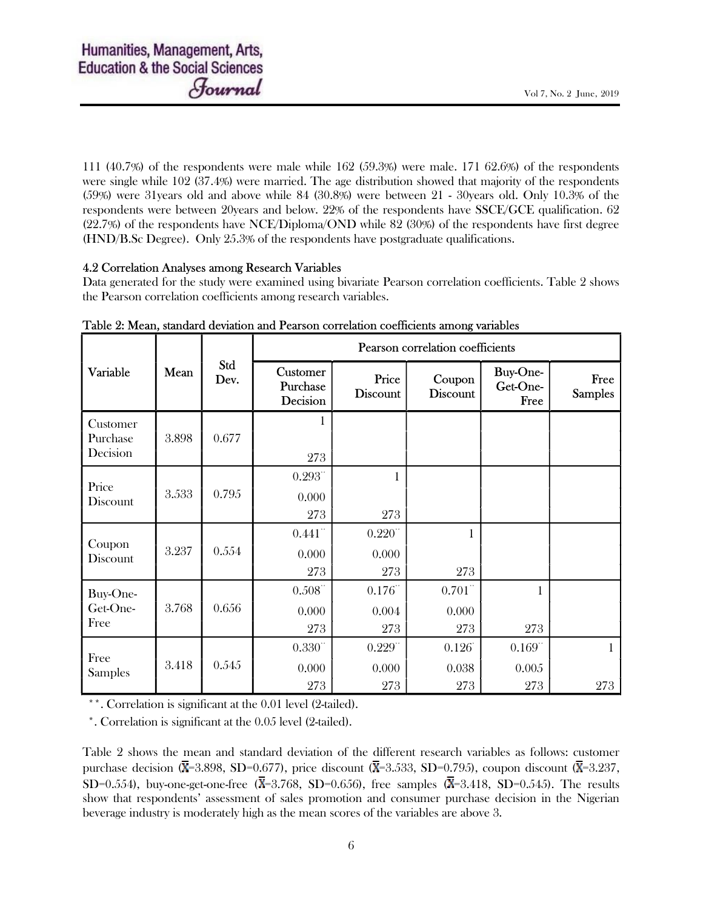111 (40.7%) of the respondents were male while 162 (59.3%) were male. 171 62.6%) of the respondents were single while 102 (37.4%) were married. The age distribution showed that majority of the respondents (59%) were 31years old and above while 84 (30.8%) were between 21 - 30years old. Only 10.3% of the respondents were between 20years and below. 22% of the respondents have SSCE/GCE qualification. 62 (22.7%) of the respondents have NCE/Diploma/OND while 82 (30%) of the respondents have first degree (HND/B.Sc Degree). Only 25.3% of the respondents have postgraduate qualifications.

### 4.2 Correlation Analyses among Research Variables

Data generated for the study were examined using bivariate Pearson correlation coefficients. Table 2 shows the Pearson correlation coefficients among research variables.

Table 2: Mean, standard deviation and Pearson correlation coefficients among variables

| Variable | Mean | Std Dev. | Pearson correlation coefficients | | | | |
|---|---|---|---|---|---|---|---|
| | | | Customer Purchase Decision | Price Discount | Coupon Discount | Buy-One-Get-One-Free | Free Samples |
| Customer Purchase Decision | 3.898 | 0.677 | 1<br>273 | | | | |
| Price Discount | 3.533 | 0.795 | 0.293**<br>0.000<br>273 | 1<br>273 | | | |
| Coupon Discount | 3.237 | 0.554 | 0.441**<br>0.000<br>273 | 0.220**<br>0.000<br>273 | 1<br>273 | | |
| Buy-One-Get-One-Free | 3.768 | 0.656 | 0.508**<br>0.000<br>273 | 0.176**<br>0.004<br>273 | 0.701**<br>0.000<br>273 | 1<br>273 | |
| Free Samples | 3.418 | 0.545 | 0.330**<br>0.000<br>273 | 0.229**<br>0.000<br>273 | 0.126*<br>0.038<br>273 | 0.169**<br>0.005<br>273 | 1<br>273 |

**. Correlation is significant at the 0.01 level (2-tailed).

*. Correlation is significant at the 0.05 level (2-tailed).

Table 2 shows the mean and standard deviation of the different research variables as follows: customer purchase decision ($\bar{X}$=3.898, SD=0.677), price discount ($\bar{X}$=3.533, SD=0.795), coupon discount ($\bar{X}$=3.237, SD=0.554), buy-one-get-one-free ($\bar{X}$=3.768, SD=0.656), free samples ($\bar{X}$=3.418, SD=0.545). The results show that respondents' assessment of sales promotion and consumer purchase decision in the Nigerian beverage industry is moderately high as the mean scores of the variables are above 3.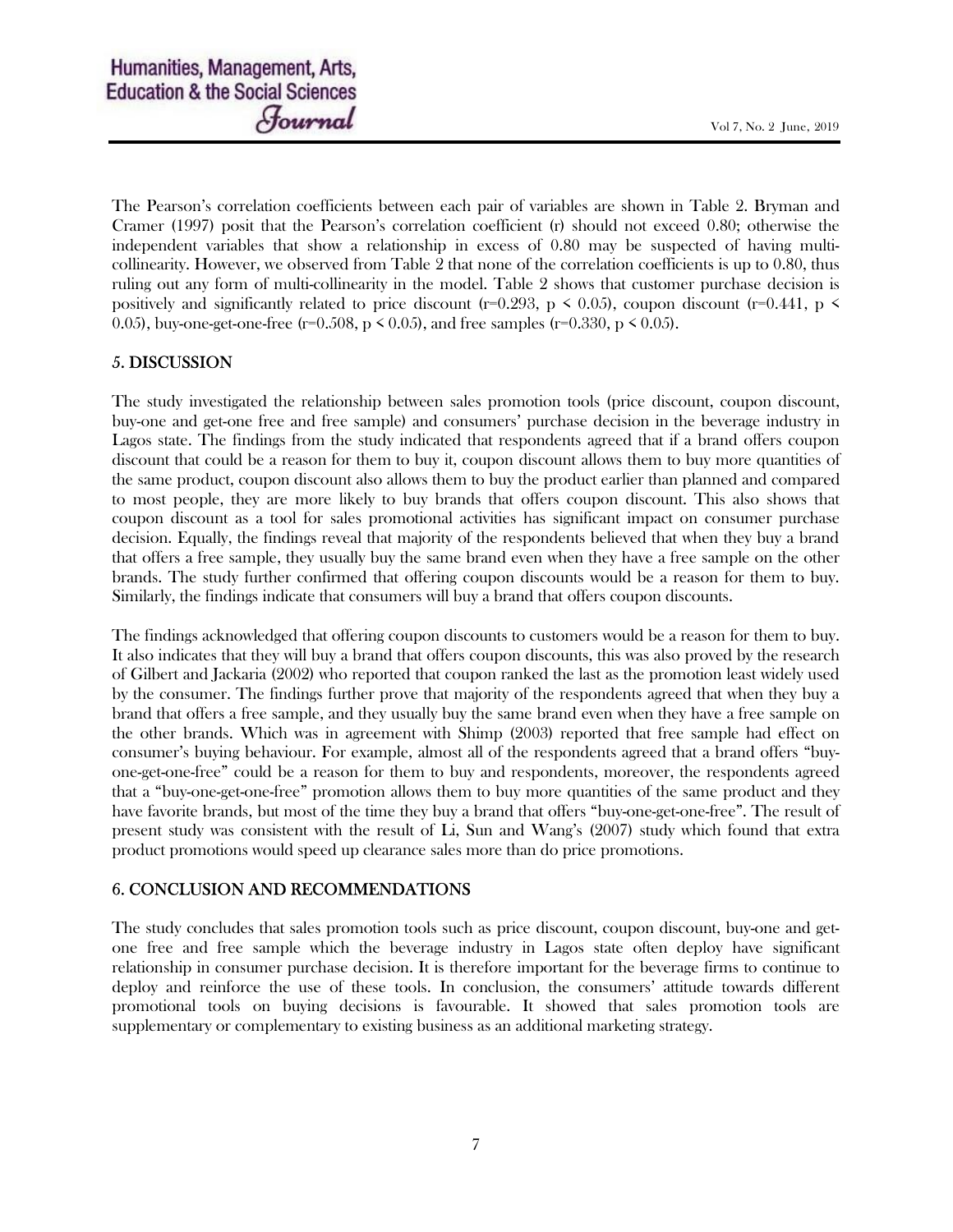The Pearson's correlation coefficients between each pair of variables are shown in Table 2. Bryman and Cramer (1997) posit that the Pearson's correlation coefficient (r) should not exceed 0.80; otherwise the independent variables that show a relationship in excess of 0.80 may be suspected of having multi-collinearity. However, we observed from Table 2 that none of the correlation coefficients is up to 0.80, thus ruling out any form of multi-collinearity in the model. Table 2 shows that customer purchase decision is positively and significantly related to price discount ($r=0.293$, $p < 0.05$), coupon discount ($r=0.441$, $p < 0.05$), buy-one-get-one-free ($r=0.508$, $p < 0.05$), and free samples ($r=0.330$, $p < 0.05$).

## 5. DISCUSSION

The study investigated the relationship between sales promotion tools (price discount, coupon discount, buy-one and get-one free and free sample) and consumers' purchase decision in the beverage industry in Lagos state. The findings from the study indicated that respondents agreed that if a brand offers coupon discount that could be a reason for them to buy it, coupon discount allows them to buy more quantities of the same product, coupon discount also allows them to buy the product earlier than planned and compared to most people, they are more likely to buy brands that offers coupon discount. This also shows that coupon discount as a tool for sales promotional activities has significant impact on consumer purchase decision. Equally, the findings reveal that majority of the respondents believed that when they buy a brand that offers a free sample, they usually buy the same brand even when they have a free sample on the other brands. The study further confirmed that offering coupon discounts would be a reason for them to buy. Similarly, the findings indicate that consumers will buy a brand that offers coupon discounts.

The findings acknowledged that offering coupon discounts to customers would be a reason for them to buy. It also indicates that they will buy a brand that offers coupon discounts, this was also proved by the research of Gilbert and Jackaria (2002) who reported that coupon ranked the last as the promotion least widely used by the consumer. The findings further prove that majority of the respondents agreed that when they buy a brand that offers a free sample, and they usually buy the same brand even when they have a free sample on the other brands. Which was in agreement with Shimp (2003) reported that free sample had effect on consumer's buying behaviour. For example, almost all of the respondents agreed that a brand offers "buy-one-get-one-free" could be a reason for them to buy and respondents, moreover, the respondents agreed that a "buy-one-get-one-free" promotion allows them to buy more quantities of the same product and they have favorite brands, but most of the time they buy a brand that offers "buy-one-get-one-free". The result of present study was consistent with the result of Li, Sun and Wang's (2007) study which found that extra product promotions would speed up clearance sales more than do price promotions.

## 6. CONCLUSION AND RECOMMENDATIONS

The study concludes that sales promotion tools such as price discount, coupon discount, buy-one and get-one free and free sample which the beverage industry in Lagos state often deploy have significant relationship in consumer purchase decision. It is therefore important for the beverage firms to continue to deploy and reinforce the use of these tools. In conclusion, the consumers' attitude towards different promotional tools on buying decisions is favourable. It showed that sales promotion tools are supplementary or complementary to existing business as an additional marketing strategy.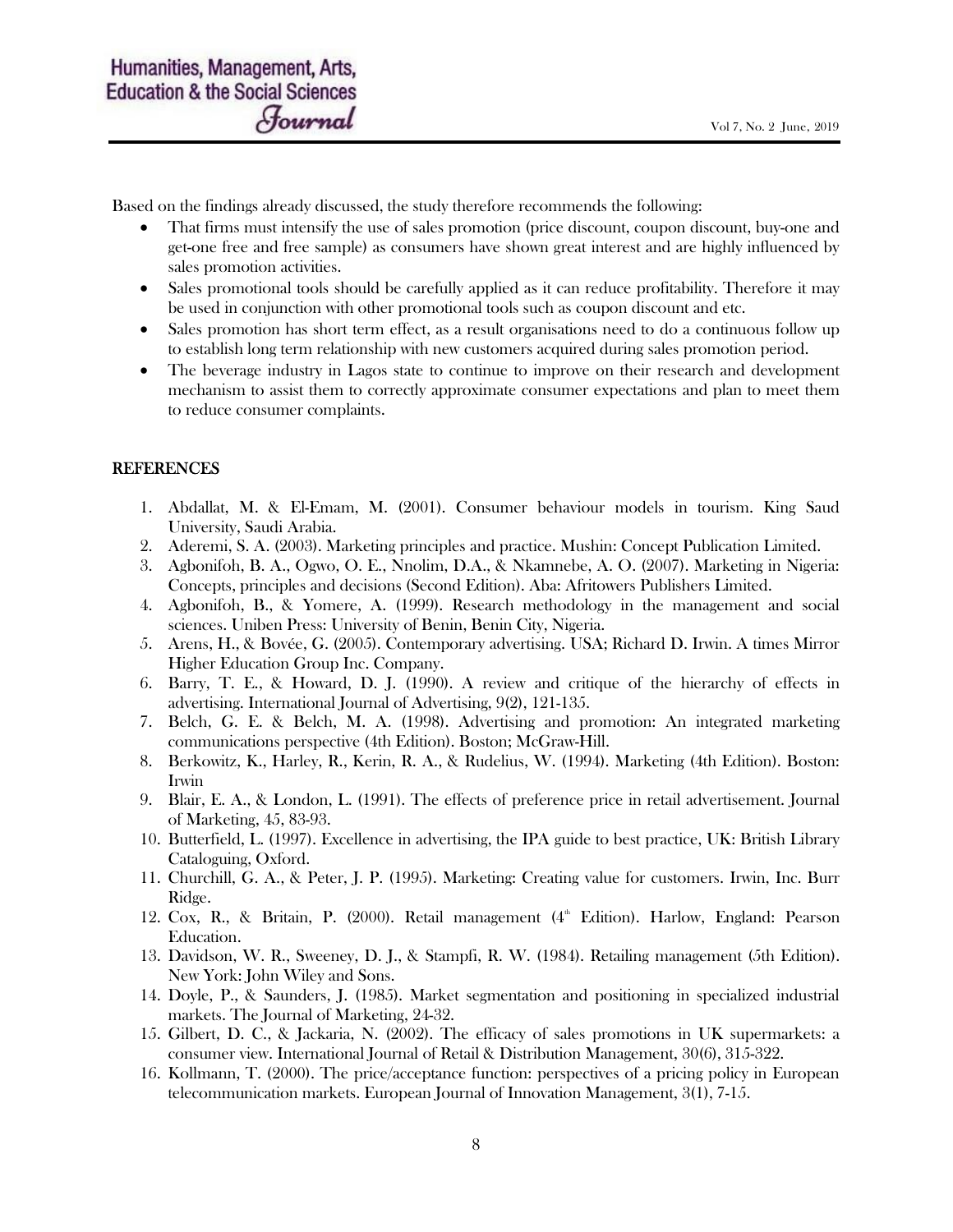Based on the findings already discussed, the study therefore recommends the following:

- That firms must intensify the use of sales promotion (price discount, coupon discount, buy-one and get-one free and free sample) as consumers have shown great interest and are highly influenced by sales promotion activities.
- Sales promotional tools should be carefully applied as it can reduce profitability. Therefore it may be used in conjunction with other promotional tools such as coupon discount and etc.
- Sales promotion has short term effect, as a result organisations need to do a continuous follow up to establish long term relationship with new customers acquired during sales promotion period.
- The beverage industry in Lagos state to continue to improve on their research and development mechanism to assist them to correctly approximate consumer expectations and plan to meet them to reduce consumer complaints.

## REFERENCES

1. Abdallat, M. & El-Emam, M. (2001). Consumer behaviour models in tourism. King Saud University, Saudi Arabia.
2. Aderemi, S. A. (2003). Marketing principles and practice. Mushin: Concept Publication Limited.
3. Agbonifoh, B. A., Ogwo, O. E., Nnolim, D.A., & Nkamnebe, A. O. (2007). Marketing in Nigeria: Concepts, principles and decisions (Second Edition). Aba: Afritowers Publishers Limited.
4. Agbonifoh, B., & Yomere, A. (1999). Research methodology in the management and social sciences. Uniben Press: University of Benin, Benin City, Nigeria.
5. Arens, H., & Bovée, G. (2005). Contemporary advertising. USA; Richard D. Irwin. A times Mirror Higher Education Group Inc. Company.
6. Barry, T. E., & Howard, D. J. (1990). A review and critique of the hierarchy of effects in advertising. International Journal of Advertising, 9(2), 121-135.
7. Belch, G. E. & Belch, M. A. (1998). Advertising and promotion: An integrated marketing communications perspective (4th Edition). Boston; McGraw-Hill.
8. Berkowitz, K., Harley, R., Kerin, R. A., & Rudelius, W. (1994). Marketing (4th Edition). Boston: Irwin
9. Blair, E. A., & London, L. (1991). The effects of preference price in retail advertisement. Journal of Marketing, 45, 83-93.
10. Butterfield, L. (1997). Excellence in advertising, the IPA guide to best practice, UK: British Library Cataloguing, Oxford.
11. Churchill, G. A., & Peter, J. P. (1995). Marketing: Creating value for customers. Irwin, Inc. Burr Ridge.
12. Cox, R., & Britain, P. (2000). Retail management (4th Edition). Harlow, England: Pearson Education.
13. Davidson, W. R., Sweeney, D. J., & Stampfi, R. W. (1984). Retailing management (5th Edition). New York: John Wiley and Sons.
14. Doyle, P., & Saunders, J. (1985). Market segmentation and positioning in specialized industrial markets. The Journal of Marketing, 24-32.
15. Gilbert, D. C., & Jackaria, N. (2002). The efficacy of sales promotions in UK supermarkets: a consumer view. International Journal of Retail & Distribution Management, 30(6), 315-322.
16. Kollmann, T. (2000). The price/acceptance function: perspectives of a pricing policy in European telecommunication markets. European Journal of Innovation Management, 3(1), 7-15.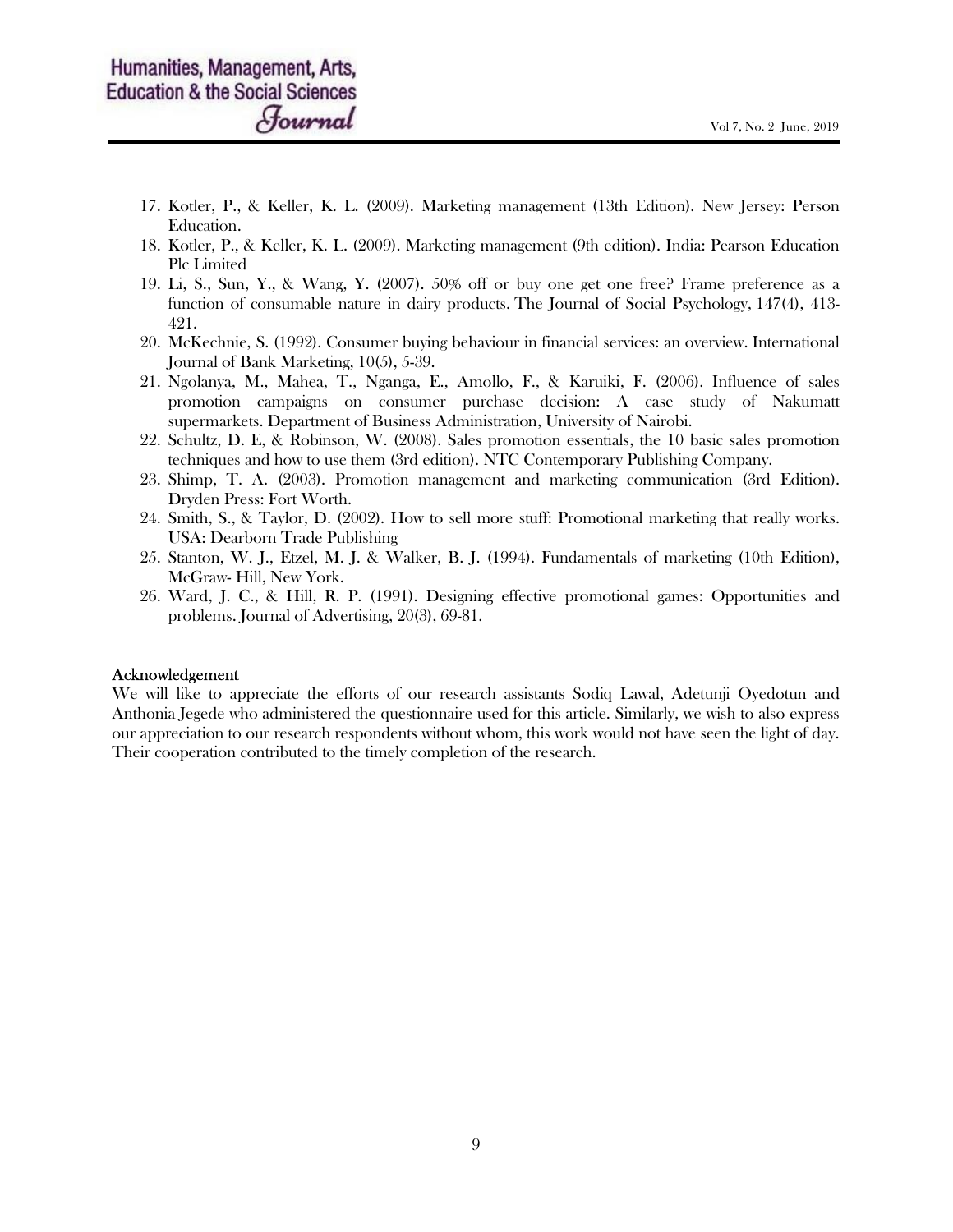17. Kotler, P., & Keller, K. L. (2009). Marketing management (13th Edition). New Jersey: Person Education.
18. Kotler, P., & Keller, K. L. (2009). Marketing management (9th edition). India: Pearson Education Plc Limited
19. Li, S., Sun, Y., & Wang, Y. (2007). 50% off or buy one get one free? Frame preference as a function of consumable nature in dairy products. The Journal of Social Psychology, 147(4), 413-421.
20. McKechnie, S. (1992). Consumer buying behaviour in financial services: an overview. International Journal of Bank Marketing, 10(5), 5-39.
21. Ngolanya, M., Mahea, T., Nganga, E., Amollo, F., & Karuiki, F. (2006). Influence of sales promotion campaigns on consumer purchase decision: A case study of Nakumatt supermarkets. Department of Business Administration, University of Nairobi.
22. Schultz, D. E, & Robinson, W. (2008). Sales promotion essentials, the 10 basic sales promotion techniques and how to use them (3rd edition). NTC Contemporary Publishing Company.
23. Shimp, T. A. (2003). Promotion management and marketing communication (3rd Edition). Dryden Press: Fort Worth.
24. Smith, S., & Taylor, D. (2002). How to sell more stuff: Promotional marketing that really works. USA: Dearborn Trade Publishing
25. Stanton, W. J., Etzel, M. J. & Walker, B. J. (1994). Fundamentals of marketing (10th Edition), McGraw- Hill, New York.
26. Ward, J. C., & Hill, R. P. (1991). Designing effective promotional games: Opportunities and problems. Journal of Advertising, 20(3), 69-81.

## Acknowledgement

We will like to appreciate the efforts of our research assistants Sodiq Lawal, Adetunji Oyedotun and Anthonia Jegede who administered the questionnaire used for this article. Similarly, we wish to also express our appreciation to our research respondents without whom, this work would not have seen the light of day. Their cooperation contributed to the timely completion of the research.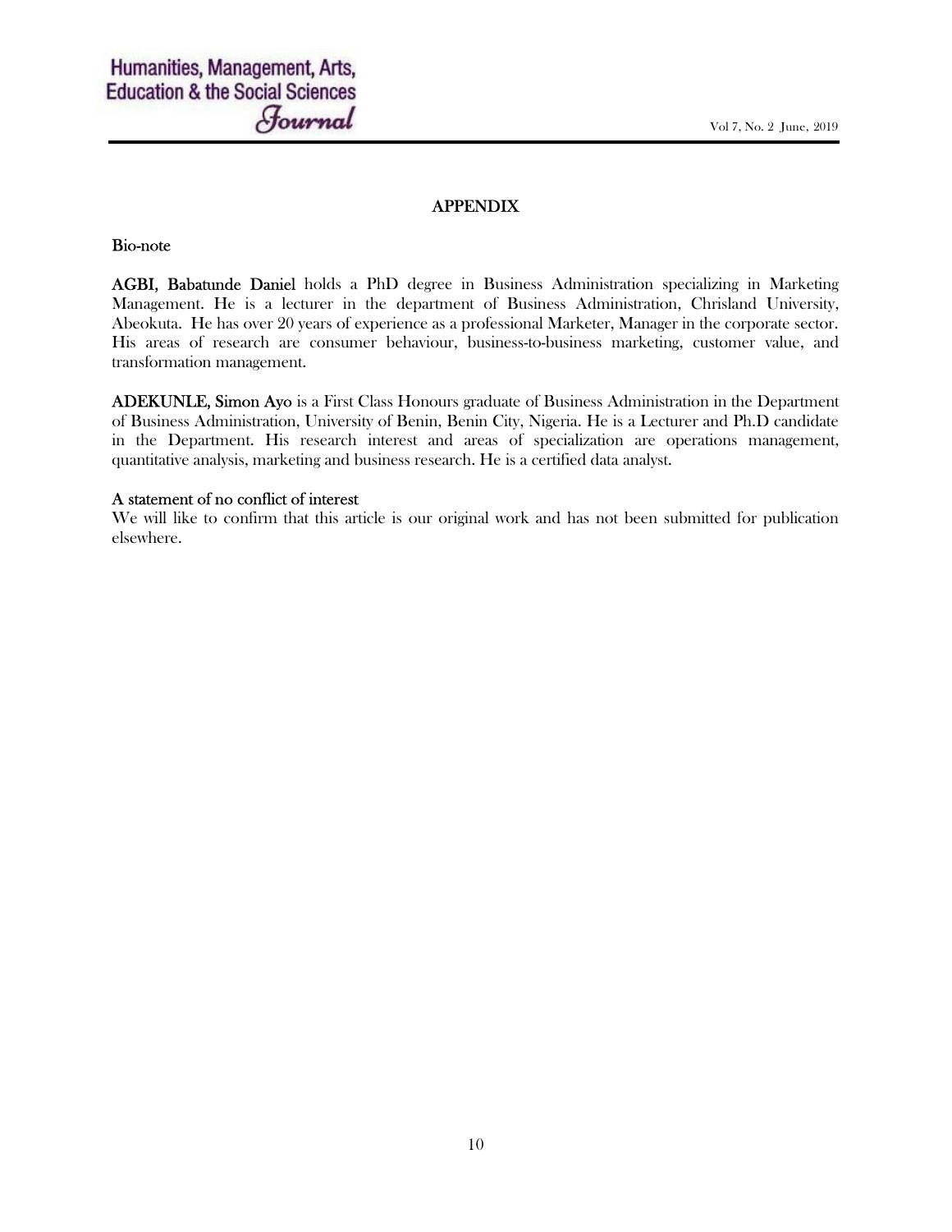## APPENDIX

### Bio-note

**AGBI, Babatunde Daniel** holds a PhD degree in Business Administration specializing in Marketing Management. He is a lecturer in the department of Business Administration, Chrisland University, Abeokuta. He has over 20 years of experience as a professional Marketer, Manager in the corporate sector. His areas of research are consumer behaviour, business-to-business marketing, customer value, and transformation management.

**ADEKUNLE, Simon Ayo** is a First Class Honours graduate of Business Administration in the Department of Business Administration, University of Benin, Benin City, Nigeria. He is a Lecturer and Ph.D candidate in the Department. His research interest and areas of specialization are operations management, quantitative analysis, marketing and business research. He is a certified data analyst.

### A statement of no conflict of interest

We will like to confirm that this article is our original work and has not been submitted for publication elsewhere.